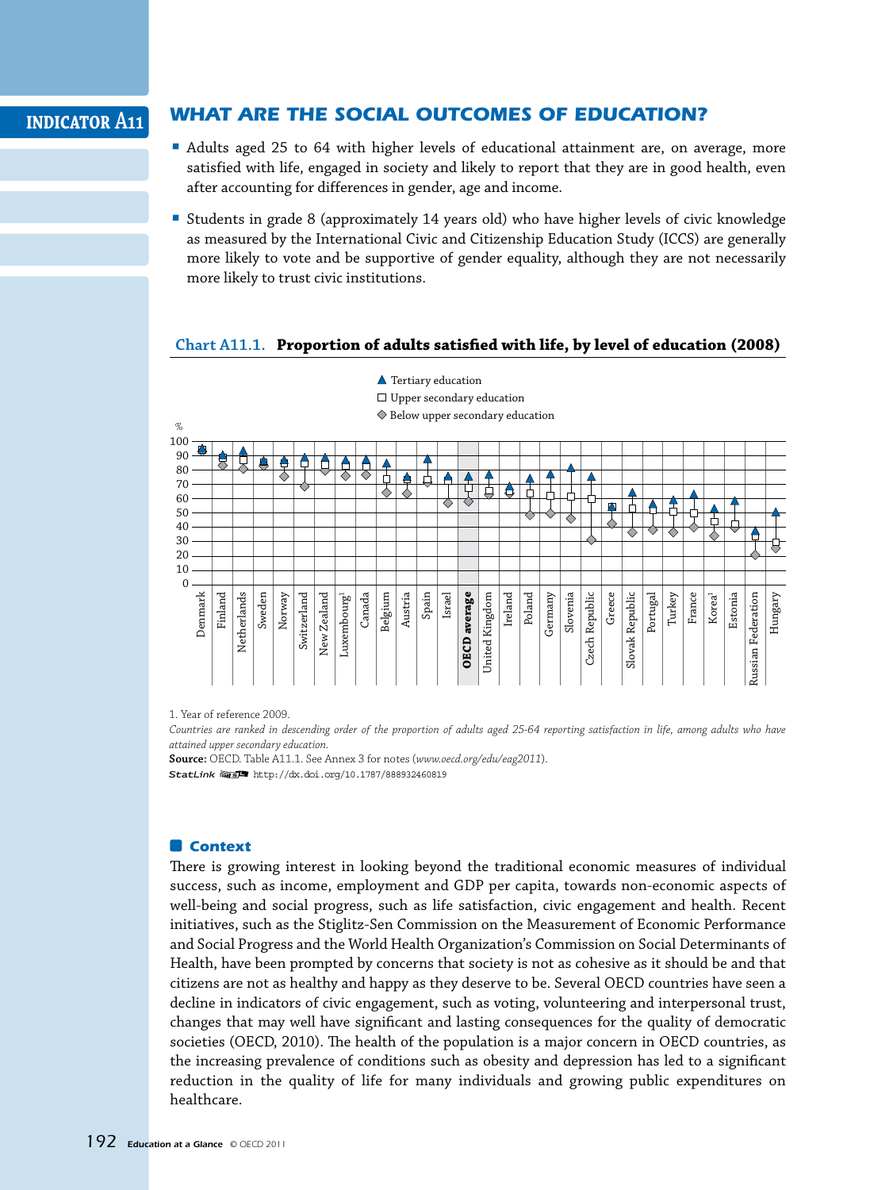INDICATOR A11

# WHAT ARE THE SOCIAL OUTCOMES OF EDUCATION?

- Adults aged 25 to 64 with higher levels of educational attainment are, on average, more satisfied with life, engaged in society and likely to report that they are in good health, even after accounting for differences in gender, age and income.
- Students in grade 8 (approximately 14 years old) who have higher levels of civic knowledge as measured by the International Civic and Citizenship Education Study (ICCS) are generally more likely to vote and be supportive of gender equality, although they are not necessarily more likely to trust civic institutions.

**Chart A11.1. Proportion of adults satisfied with life, by level of education (2008)**

Legend: ▲ Tertiary education; □ Upper secondary education; ◇ Below upper secondary education

Y-axis: % (0–100)

Countries (in order): Denmark, Finland, Netherlands, Sweden, Norway, Switzerland, New Zealand, Luxembourg[1], Canada, Belgium, Austria, Spain, Israel, **OECD average**, United Kingdom, Ireland, Poland, Germany, Slovenia, Czech Republic, Greece, Slovak Republic, Portugal, Turkey, France, Korea[1], Estonia, Russian Federation, Hungary

1. Year of reference 2009.

*Countries are ranked in descending order of the proportion of adults aged 25-64 reporting satisfaction in life, among adults who have attained upper secondary education.*

**Source:** OECD. Table A11.1. See Annex 3 for notes (*www.oecd.org/edu/eag2011*).

StatLink http://dx.doi.org/10.1787/888932460819

## Context

There is growing interest in looking beyond the traditional economic measures of individual success, such as income, employment and GDP per capita, towards non-economic aspects of well-being and social progress, such as life satisfaction, civic engagement and health. Recent initiatives, such as the Stiglitz-Sen Commission on the Measurement of Economic Performance and Social Progress and the World Health Organization's Commission on Social Determinants of Health, have been prompted by concerns that society is not as cohesive as it should be and that citizens are not as healthy and happy as they deserve to be. Several OECD countries have seen a decline in indicators of civic engagement, such as voting, volunteering and interpersonal trust, changes that may well have significant and lasting consequences for the quality of democratic societies (OECD, 2010). The health of the population is a major concern in OECD countries, as the increasing prevalence of conditions such as obesity and depression has led to a significant reduction in the quality of life for many individuals and growing public expenditures on healthcare.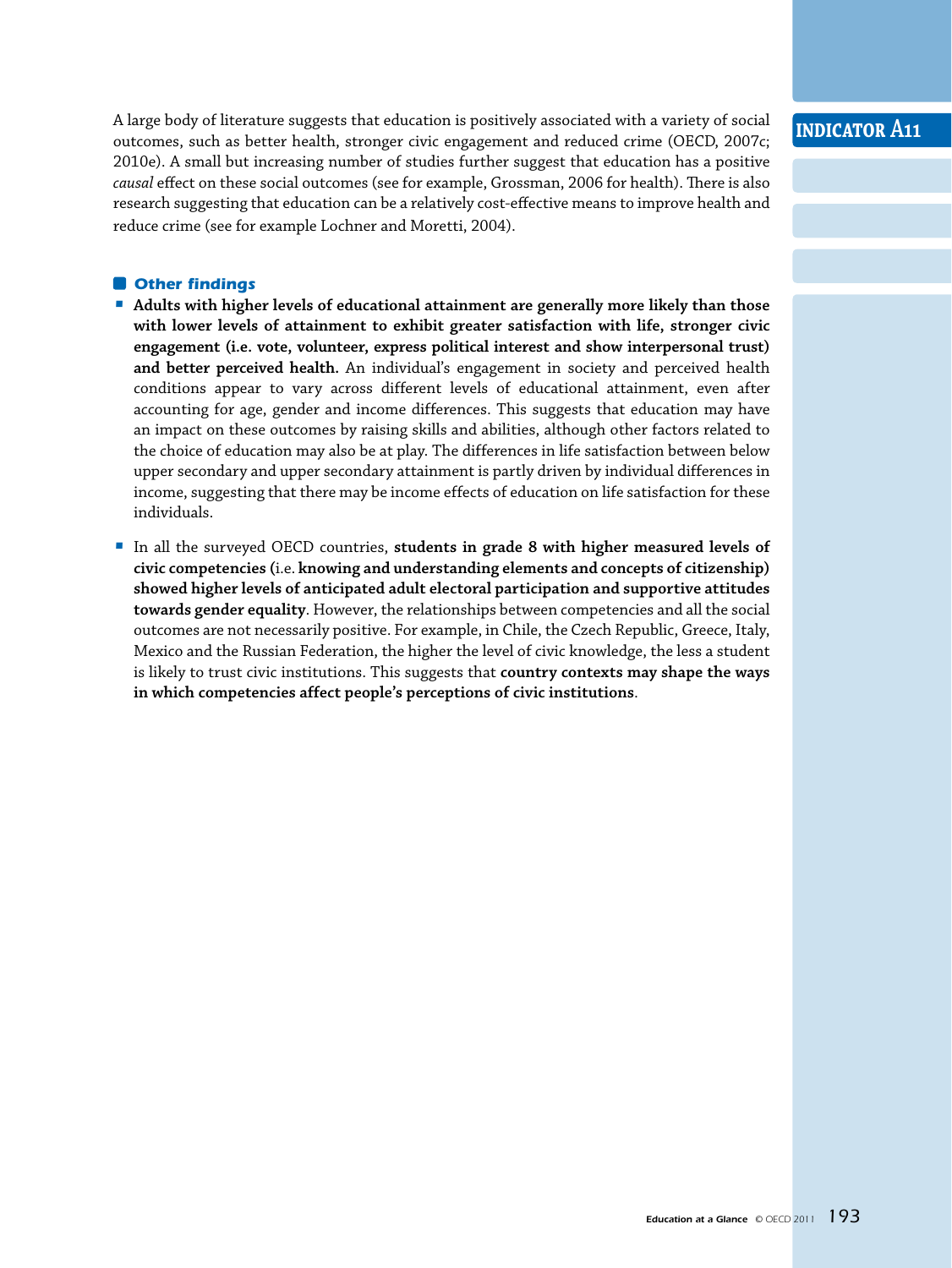A large body of literature suggests that education is positively associated with a variety of social outcomes, such as better health, stronger civic engagement and reduced crime (OECD, 2007c; 2010e). A small but increasing number of studies further suggest that education has a positive *causal* effect on these social outcomes (see for example, Grossman, 2006 for health). There is also research suggesting that education can be a relatively cost-effective means to improve health and reduce crime (see for example Lochner and Moretti, 2004).

### Other findings

- **Adults with higher levels of educational attainment are generally more likely than those with lower levels of attainment to exhibit greater satisfaction with life, stronger civic engagement (i.e. vote, volunteer, express political interest and show interpersonal trust) and better perceived health.** An individual's engagement in society and perceived health conditions appear to vary across different levels of educational attainment, even after accounting for age, gender and income differences. This suggests that education may have an impact on these outcomes by raising skills and abilities, although other factors related to the choice of education may also be at play. The differences in life satisfaction between below upper secondary and upper secondary attainment is partly driven by individual differences in income, suggesting that there may be income effects of education on life satisfaction for these individuals.

- In all the surveyed OECD countries, **students in grade 8 with higher measured levels of civic competencies** (i.e. **knowing and understanding elements and concepts of citizenship) showed higher levels of anticipated adult electoral participation and supportive attitudes towards gender equality**. However, the relationships between competencies and all the social outcomes are not necessarily positive. For example, in Chile, the Czech Republic, Greece, Italy, Mexico and the Russian Federation, the higher the level of civic knowledge, the less a student is likely to trust civic institutions. This suggests that **country contexts may shape the ways in which competencies affect people's perceptions of civic institutions**.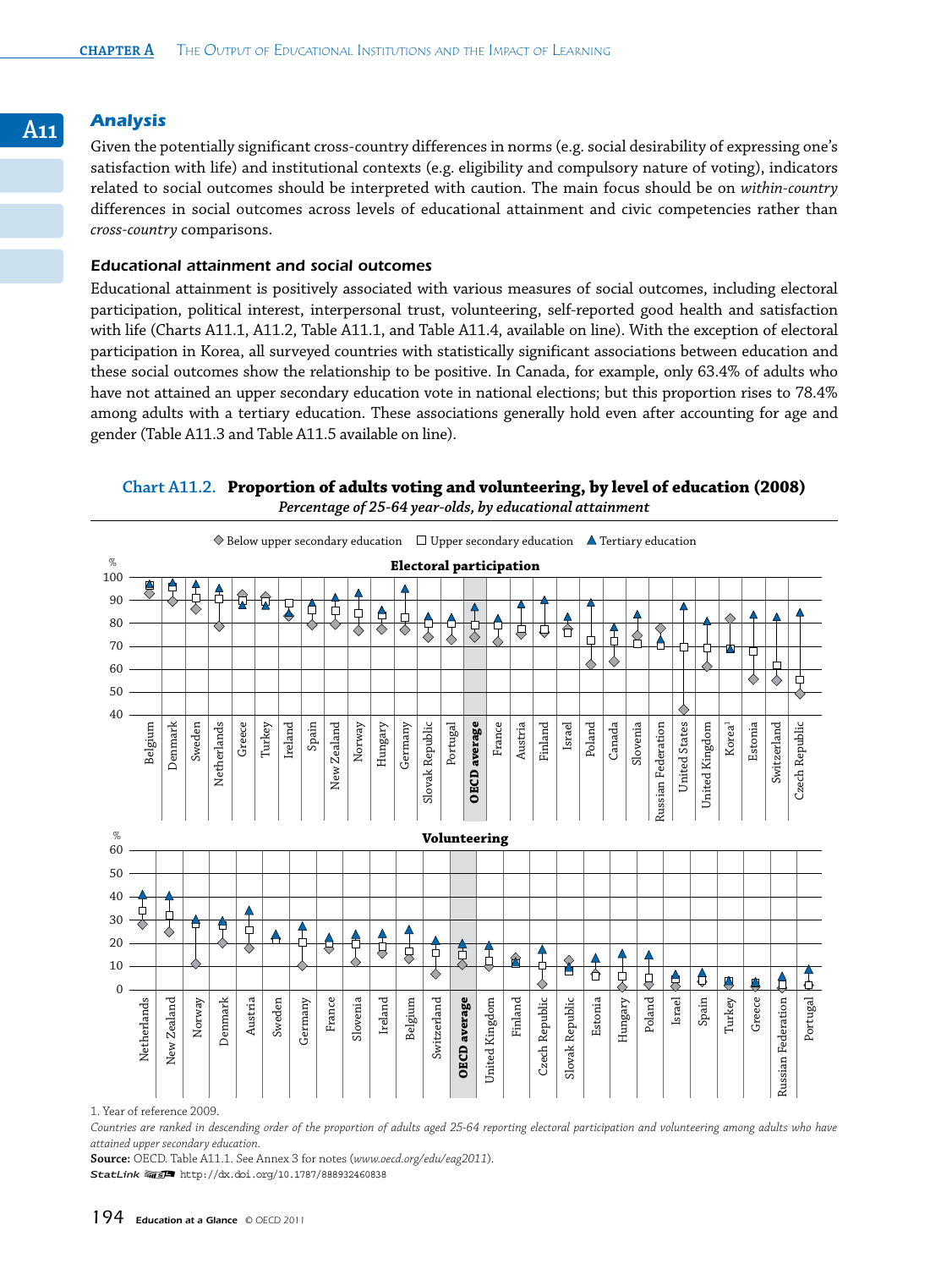## Analysis

Given the potentially significant cross-country differences in norms (e.g. social desirability of expressing one's satisfaction with life) and institutional contexts (e.g. eligibility and compulsory nature of voting), indicators related to social outcomes should be interpreted with caution. The main focus should be on *within-country* differences in social outcomes across levels of educational attainment and civic competencies rather than *cross-country* comparisons.

### Educational attainment and social outcomes

Educational attainment is positively associated with various measures of social outcomes, including electoral participation, political interest, interpersonal trust, volunteering, self-reported good health and satisfaction with life (Charts A11.1, A11.2, Table A11.1, and Table A11.4, available on line). With the exception of electoral participation in Korea, all surveyed countries with statistically significant associations between education and these social outcomes show the relationship to be positive. In Canada, for example, only 63.4% of adults who have not attained an upper secondary education vote in national elections; but this proportion rises to 78.4% among adults with a tertiary education. These associations generally hold even after accounting for age and gender (Table A11.3 and Table A11.5 available on line).

**Chart A11.2. Proportion of adults voting and volunteering, by level of education (2008)**

*Percentage of 25-64 year-olds, by educational attainment*

◆ Below upper secondary education □ Upper secondary education ▲ Tertiary education

**Electoral participation**

Countries: Belgium, Denmark, Sweden, Netherlands, Greece, Turkey, Ireland, Spain, New Zealand, Norway, Hungary, Germany, Slovak Republic, Portugal, OECD average, France, Austria, Finland, Israel, Poland, Canada, Slovenia, Russian Federation, United States, United Kingdom, Korea[1], Estonia, Switzerland, Czech Republic

**Volunteering**

Countries: Netherlands, New Zealand, Norway, Denmark, Austria, Sweden, Germany, France, Slovenia, Ireland, Belgium, Switzerland, OECD average, United Kingdom, Finland, Czech Republic, Slovak Republic, Estonia, Hungary, Poland, Israel, Spain, Turkey, Greece, Russian Federation, Portugal

1. Year of reference 2009.

*Countries are ranked in descending order of the proportion of adults aged 25-64 reporting electoral participation and volunteering among adults who have attained upper secondary education.*

**Source:** OECD. Table A11.1. See Annex 3 for notes (*www.oecd.org/edu/eag2011*).

StatLink http://dx.doi.org/10.1787/888932460838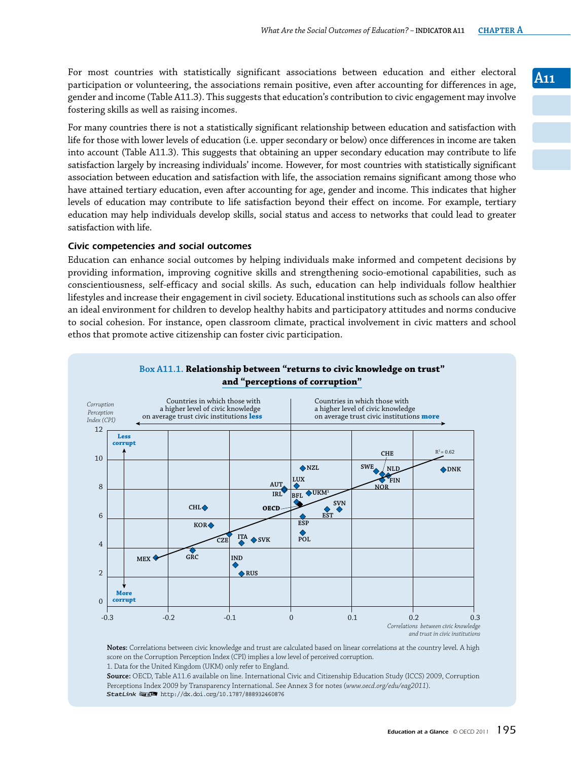For most countries with statistically significant associations between education and either electoral participation or volunteering, the associations remain positive, even after accounting for differences in age, gender and income (Table A11.3). This suggests that education's contribution to civic engagement may involve fostering skills as well as raising incomes.

For many countries there is not a statistically significant relationship between education and satisfaction with life for those with lower levels of education (i.e. upper secondary or below) once differences in income are taken into account (Table A11.3). This suggests that obtaining an upper secondary education may contribute to life satisfaction largely by increasing individuals' income. However, for most countries with statistically significant association between education and satisfaction with life, the association remains significant among those who have attained tertiary education, even after accounting for age, gender and income. This indicates that higher levels of education may contribute to life satisfaction beyond their effect on income. For example, tertiary education may help individuals develop skills, social status and access to networks that could lead to greater satisfaction with life.

### *Civic competencies and social outcomes*

Education can enhance social outcomes by helping individuals make informed and competent decisions by providing information, improving cognitive skills and strengthening socio-emotional capabilities, such as conscientiousness, self-efficacy and social skills. As such, education can help individuals follow healthier lifestyles and increase their engagement in civil society. Educational institutions such as schools can also offer an ideal environment for children to develop healthy habits and participatory attitudes and norms conducive to social cohesion. For instance, open classroom climate, practical involvement in civic matters and school ethos that promote active citizenship can foster civic participation.

**Box A11.1. Relationship between "returns to civic knowledge on trust" and "perceptions of corruption"**

Corruption Perception Index (CPI)

Countries in which those with a higher level of civic knowledge on average trust civic institutions **less**

Countries in which those with a higher level of civic knowledge on average trust civic institutions **more**

Less corrupt

More corrupt

$R^2 = 0.62$

CHE, SWE, NLD, FIN, NOR, DNK, NZL, LUX, AUT, IRL, BFL, UKM[1], OECD, SVN, EST, ESP, POL, CHL, KOR, CZE, ITA, SVK, MEX, GRC, IND, RUS

0, 2, 4, 6, 8, 10, 12

-0.3, -0.2, -0.1, 0, 0.1, 0.2, 0.3

Correlations between civic knowledge and trust in civic institutions

**Notes:** Correlations between civic knowledge and trust are calculated based on linear correlations at the country level. A high score on the Corruption Perception Index (CPI) implies a low level of perceived corruption.

1. Data for the United Kingdom (UKM) only refer to England.

**Source:** OECD, Table A11.6 available on line. International Civic and Citizenship Education Study (ICCS) 2009, Corruption Perceptions Index 2009 by Transparency International. See Annex 3 for notes (*www.oecd.org/edu/eag2011*).

StatLink http://dx.doi.org/10.1787/888932460876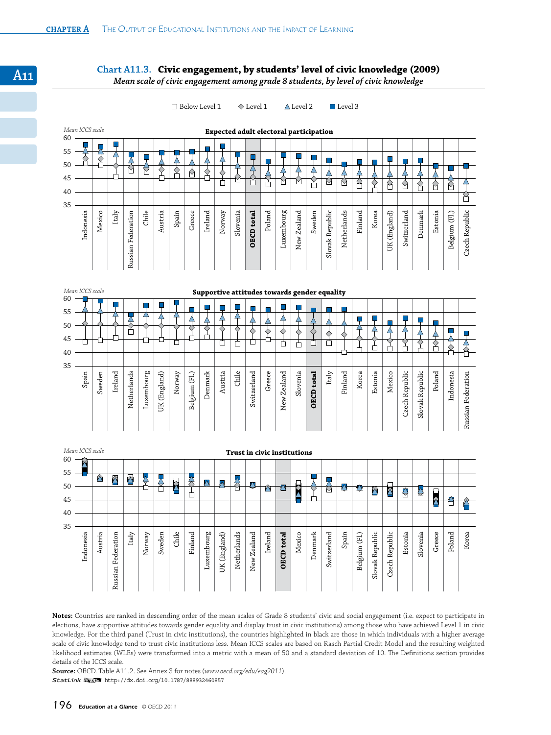## Chart A11.3. Civic engagement, by students' level of civic knowledge (2009)

*Mean scale of civic engagement among grade 8 students, by level of civic knowledge*

☐ Below Level 1 ◇ Level 1 △ Level 2 ■ Level 3

**Expected adult electoral participation**

Mean ICCS scale

60, 55, 50, 45, 40, 35

Indonesia, Mexico, Italy, Russian Federation, Chile, Austria, Spain, Greece, Ireland, Norway, Slovenia, **OECD total**, Poland, Luxembourg, New Zealand, Sweden, Slovak Republic, Netherlands, Finland, Korea, UK (England), Switzerland, Denmark, Estonia, Belgium (Fl.), Czech Republic

**Supportive attitudes towards gender equality**

Mean ICCS scale

60, 55, 50, 45, 40, 35

Spain, Sweden, Ireland, Netherlands, Luxembourg, UK (England), Norway, Belgium (Fl.), Denmark, Austria, Chile, Switzerland, Greece, New Zealand, Slovenia, **OECD total**, Italy, Finland, Korea, Estonia, Mexico, Czech Republic, Slovak Republic, Poland, Indonesia, Russian Federation

**Trust in civic institutions**

Mean ICCS scale

60, 55, 50, 45, 40, 35

Indonesia, Austria, Russian Federation, Italy, Norway, Sweden, Chile, Finland, Luxembourg, UK (England), Netherlands, New Zealand, Ireland, **OECD total**, Mexico, Denmark, Switzerland, Spain, Belgium (Fl.), Slovak Republic, Czech Republic, Estonia, Slovenia, Greece, Poland, Korea

**Notes:** Countries are ranked in descending order of the mean scales of Grade 8 students' civic and social engagement (i.e. expect to participate in elections, have supportive attitudes towards gender equality and display trust in civic institutions) among those who have achieved Level 1 in civic knowledge. For the third panel (Trust in civic institutions), the countries highlighted in black are those in which individuals with a higher average scale of civic knowledge tend to trust civic institutions less. Mean ICCS scales are based on Rasch Partial Credit Model and the resulting weighted likelihood estimates (WLEs) were transformed into a metric with a mean of 50 and a standard deviation of 10. The Definitions section provides details of the ICCS scale.

**Source:** OECD. Table A11.2. See Annex 3 for notes (*www.oecd.org/edu/eag2011*).

StatLink http://dx.doi.org/10.1787/888932460857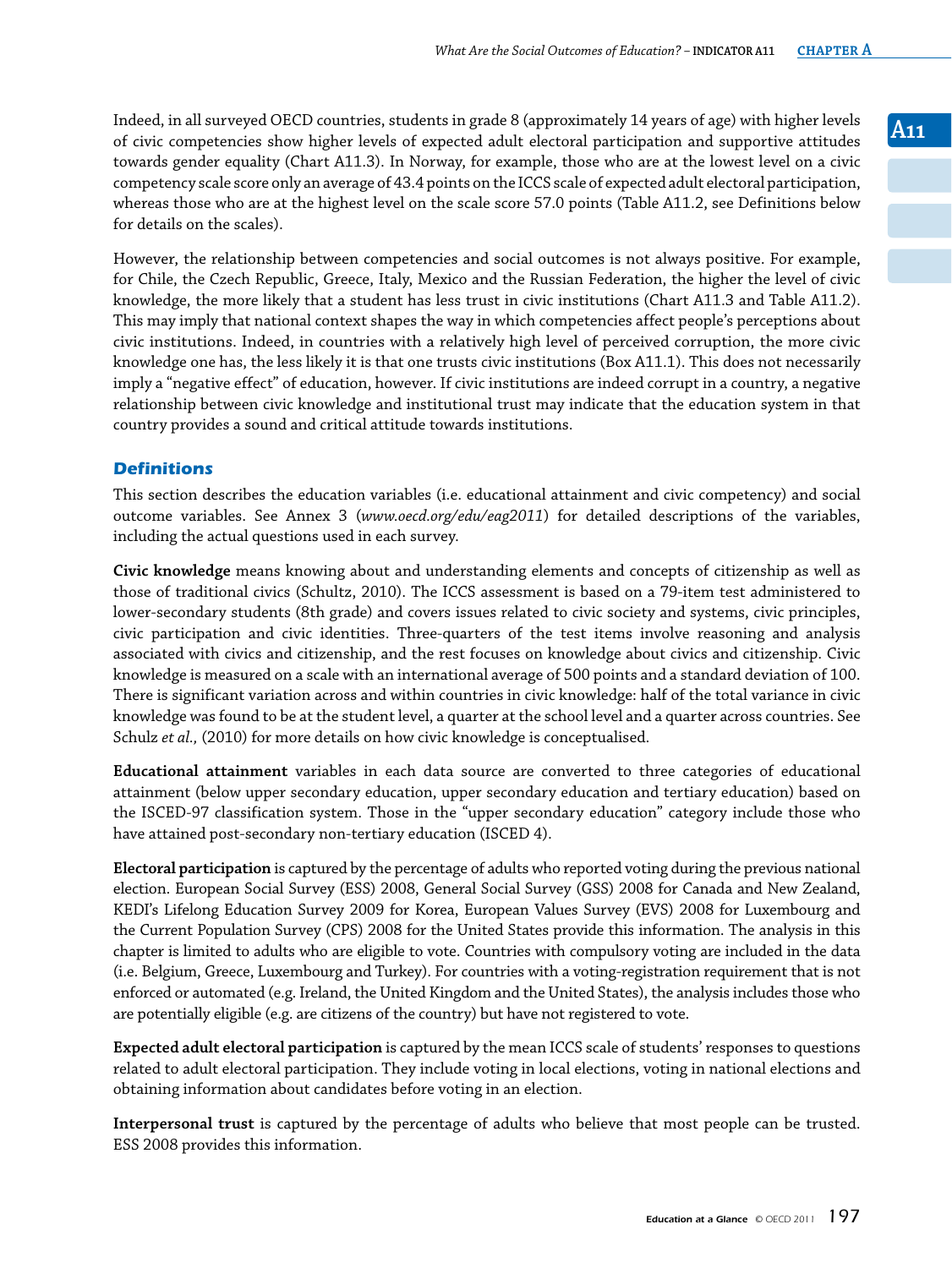Indeed, in all surveyed OECD countries, students in grade 8 (approximately 14 years of age) with higher levels of civic competencies show higher levels of expected adult electoral participation and supportive attitudes towards gender equality (Chart A11.3). In Norway, for example, those who are at the lowest level on a civic competency scale score only an average of 43.4 points on the ICCS scale of expected adult electoral participation, whereas those who are at the highest level on the scale score 57.0 points (Table A11.2, see Definitions below for details on the scales).

However, the relationship between competencies and social outcomes is not always positive. For example, for Chile, the Czech Republic, Greece, Italy, Mexico and the Russian Federation, the higher the level of civic knowledge, the more likely that a student has less trust in civic institutions (Chart A11.3 and Table A11.2). This may imply that national context shapes the way in which competencies affect people's perceptions about civic institutions. Indeed, in countries with a relatively high level of perceived corruption, the more civic knowledge one has, the less likely it is that one trusts civic institutions (Box A11.1). This does not necessarily imply a "negative effect" of education, however. If civic institutions are indeed corrupt in a country, a negative relationship between civic knowledge and institutional trust may indicate that the education system in that country provides a sound and critical attitude towards institutions.

## Definitions

This section describes the education variables (i.e. educational attainment and civic competency) and social outcome variables. See Annex 3 (*www.oecd.org/edu/eag2011*) for detailed descriptions of the variables, including the actual questions used in each survey.

**Civic knowledge** means knowing about and understanding elements and concepts of citizenship as well as those of traditional civics (Schultz, 2010). The ICCS assessment is based on a 79-item test administered to lower-secondary students (8th grade) and covers issues related to civic society and systems, civic principles, civic participation and civic identities. Three-quarters of the test items involve reasoning and analysis associated with civics and citizenship, and the rest focuses on knowledge about civics and citizenship. Civic knowledge is measured on a scale with an international average of 500 points and a standard deviation of 100. There is significant variation across and within countries in civic knowledge: half of the total variance in civic knowledge was found to be at the student level, a quarter at the school level and a quarter across countries. See Schulz *et al.,* (2010) for more details on how civic knowledge is conceptualised.

**Educational attainment** variables in each data source are converted to three categories of educational attainment (below upper secondary education, upper secondary education and tertiary education) based on the ISCED-97 classification system. Those in the "upper secondary education" category include those who have attained post-secondary non-tertiary education (ISCED 4).

**Electoral participation** is captured by the percentage of adults who reported voting during the previous national election. European Social Survey (ESS) 2008, General Social Survey (GSS) 2008 for Canada and New Zealand, KEDI's Lifelong Education Survey 2009 for Korea, European Values Survey (EVS) 2008 for Luxembourg and the Current Population Survey (CPS) 2008 for the United States provide this information. The analysis in this chapter is limited to adults who are eligible to vote. Countries with compulsory voting are included in the data (i.e. Belgium, Greece, Luxembourg and Turkey). For countries with a voting-registration requirement that is not enforced or automated (e.g. Ireland, the United Kingdom and the United States), the analysis includes those who are potentially eligible (e.g. are citizens of the country) but have not registered to vote.

**Expected adult electoral participation** is captured by the mean ICCS scale of students' responses to questions related to adult electoral participation. They include voting in local elections, voting in national elections and obtaining information about candidates before voting in an election.

**Interpersonal trust** is captured by the percentage of adults who believe that most people can be trusted. ESS 2008 provides this information.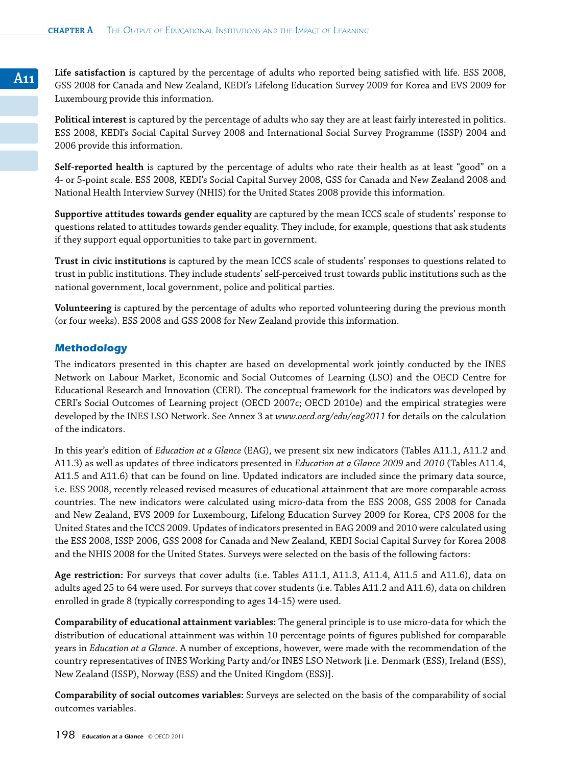**Life satisfaction** is captured by the percentage of adults who reported being satisfied with life. ESS 2008, GSS 2008 for Canada and New Zealand, KEDI's Lifelong Education Survey 2009 for Korea and EVS 2009 for Luxembourg provide this information.

**Political interest** is captured by the percentage of adults who say they are at least fairly interested in politics. ESS 2008, KEDI's Social Capital Survey 2008 and International Social Survey Programme (ISSP) 2004 and 2006 provide this information.

**Self-reported health** is captured by the percentage of adults who rate their health as at least "good" on a 4- or 5-point scale. ESS 2008, KEDI's Social Capital Survey 2008, GSS for Canada and New Zealand 2008 and National Health Interview Survey (NHIS) for the United States 2008 provide this information.

**Supportive attitudes towards gender equality** are captured by the mean ICCS scale of students' response to questions related to attitudes towards gender equality. They include, for example, questions that ask students if they support equal opportunities to take part in government.

**Trust in civic institutions** is captured by the mean ICCS scale of students' responses to questions related to trust in public institutions. They include students' self-perceived trust towards public institutions such as the national government, local government, police and political parties.

**Volunteering** is captured by the percentage of adults who reported volunteering during the previous month (or four weeks). ESS 2008 and GSS 2008 for New Zealand provide this information.

## Methodology

The indicators presented in this chapter are based on developmental work jointly conducted by the INES Network on Labour Market, Economic and Social Outcomes of Learning (LSO) and the OECD Centre for Educational Research and Innovation (CERI). The conceptual framework for the indicators was developed by CERI's Social Outcomes of Learning project (OECD 2007c; OECD 2010e) and the empirical strategies were developed by the INES LSO Network. See Annex 3 at *www.oecd.org/edu/eag2011* for details on the calculation of the indicators.

In this year's edition of *Education at a Glance* (EAG), we present six new indicators (Tables A11.1, A11.2 and A11.3) as well as updates of three indicators presented in *Education at a Glance 2009* and *2010* (Tables A11.4, A11.5 and A11.6) that can be found on line. Updated indicators are included since the primary data source, i.e. ESS 2008, recently released revised measures of educational attainment that are more comparable across countries. The new indicators were calculated using micro-data from the ESS 2008, GSS 2008 for Canada and New Zealand, EVS 2009 for Luxembourg, Lifelong Education Survey 2009 for Korea, CPS 2008 for the United States and the ICCS 2009. Updates of indicators presented in EAG 2009 and 2010 were calculated using the ESS 2008, ISSP 2006, GSS 2008 for Canada and New Zealand, KEDI Social Capital Survey for Korea 2008 and the NHIS 2008 for the United States. Surveys were selected on the basis of the following factors:

**Age restriction:** For surveys that cover adults (i.e. Tables A11.1, A11.3, A11.4, A11.5 and A11.6), data on adults aged 25 to 64 were used. For surveys that cover students (i.e. Tables A11.2 and A11.6), data on children enrolled in grade 8 (typically corresponding to ages 14-15) were used.

**Comparability of educational attainment variables:** The general principle is to use micro-data for which the distribution of educational attainment was within 10 percentage points of figures published for comparable years in *Education at a Glance*. A number of exceptions, however, were made with the recommendation of the country representatives of INES Working Party and/or INES LSO Network [i.e. Denmark (ESS), Ireland (ESS), New Zealand (ISSP), Norway (ESS) and the United Kingdom (ESS)].

**Comparability of social outcomes variables:** Surveys are selected on the basis of the comparability of social outcomes variables.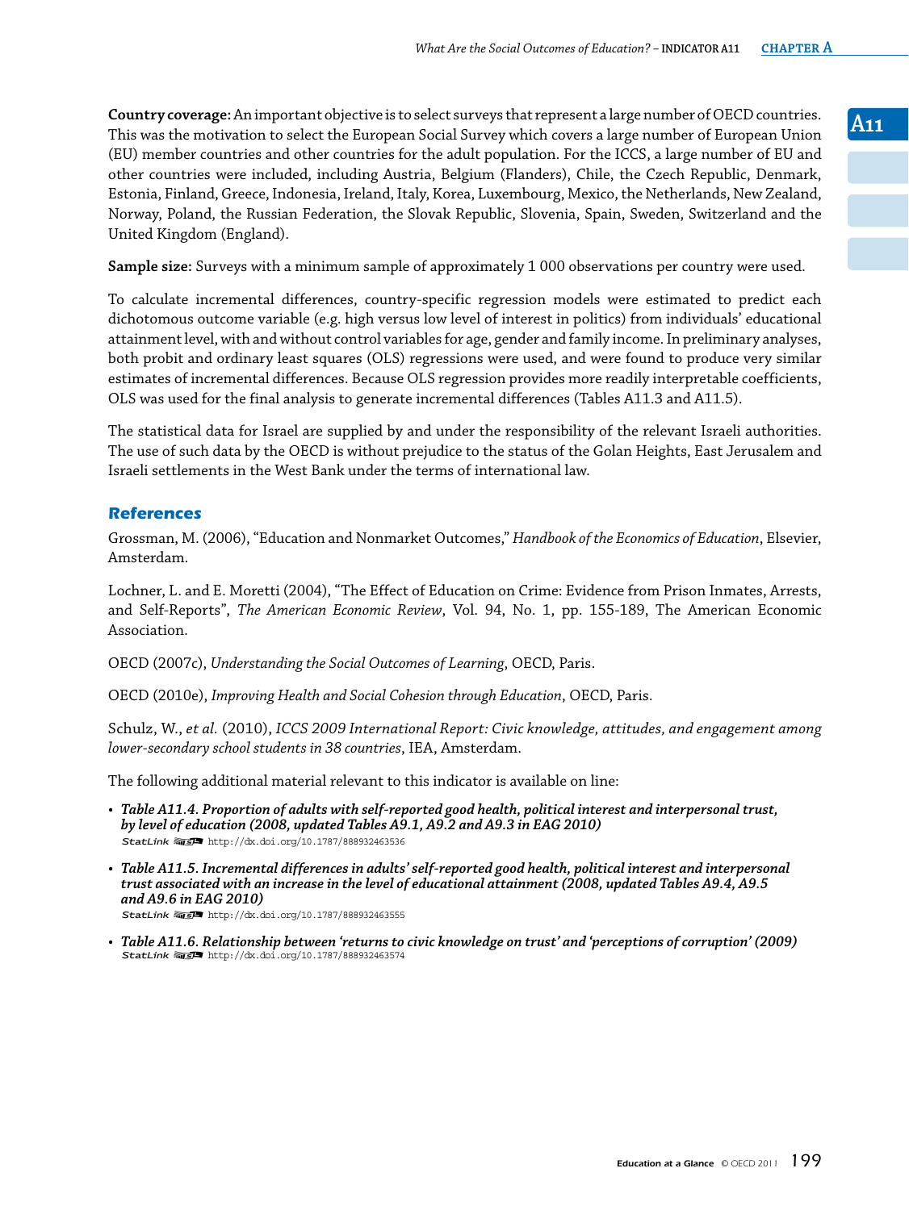**Country coverage:** An important objective is to select surveys that represent a large number of OECD countries. This was the motivation to select the European Social Survey which covers a large number of European Union (EU) member countries and other countries for the adult population. For the ICCS, a large number of EU and other countries were included, including Austria, Belgium (Flanders), Chile, the Czech Republic, Denmark, Estonia, Finland, Greece, Indonesia, Ireland, Italy, Korea, Luxembourg, Mexico, the Netherlands, New Zealand, Norway, Poland, the Russian Federation, the Slovak Republic, Slovenia, Spain, Sweden, Switzerland and the United Kingdom (England).

**Sample size:** Surveys with a minimum sample of approximately 1 000 observations per country were used.

To calculate incremental differences, country-specific regression models were estimated to predict each dichotomous outcome variable (e.g. high versus low level of interest in politics) from individuals' educational attainment level, with and without control variables for age, gender and family income. In preliminary analyses, both probit and ordinary least squares (OLS) regressions were used, and were found to produce very similar estimates of incremental differences. Because OLS regression provides more readily interpretable coefficients, OLS was used for the final analysis to generate incremental differences (Tables A11.3 and A11.5).

The statistical data for Israel are supplied by and under the responsibility of the relevant Israeli authorities. The use of such data by the OECD is without prejudice to the status of the Golan Heights, East Jerusalem and Israeli settlements in the West Bank under the terms of international law.

## References

Grossman, M. (2006), "Education and Nonmarket Outcomes," *Handbook of the Economics of Education*, Elsevier, Amsterdam.

Lochner, L. and E. Moretti (2004), "The Effect of Education on Crime: Evidence from Prison Inmates, Arrests, and Self-Reports", *The American Economic Review*, Vol. 94, No. 1, pp. 155-189, The American Economic Association.

OECD (2007c), *Understanding the Social Outcomes of Learning*, OECD, Paris.

OECD (2010e), *Improving Health and Social Cohesion through Education*, OECD, Paris.

Schulz, W., *et al.* (2010), *ICCS 2009 International Report: Civic knowledge, attitudes, and engagement among lower-secondary school students in 38 countries*, IEA, Amsterdam.

The following additional material relevant to this indicator is available on line:

- ***Table A11.4. Proportion of adults with self-reported good health, political interest and interpersonal trust, by level of education (2008, updated Tables A9.1, A9.2 and A9.3 in EAG 2010)***
  StatLink http://dx.doi.org/10.1787/888932463536

- ***Table A11.5. Incremental differences in adults' self-reported good health, political interest and interpersonal trust associated with an increase in the level of educational attainment (2008, updated Tables A9.4, A9.5 and A9.6 in EAG 2010)***
  StatLink http://dx.doi.org/10.1787/888932463555

- ***Table A11.6. Relationship between 'returns to civic knowledge on trust' and 'perceptions of corruption' (2009)***
  StatLink http://dx.doi.org/10.1787/888932463574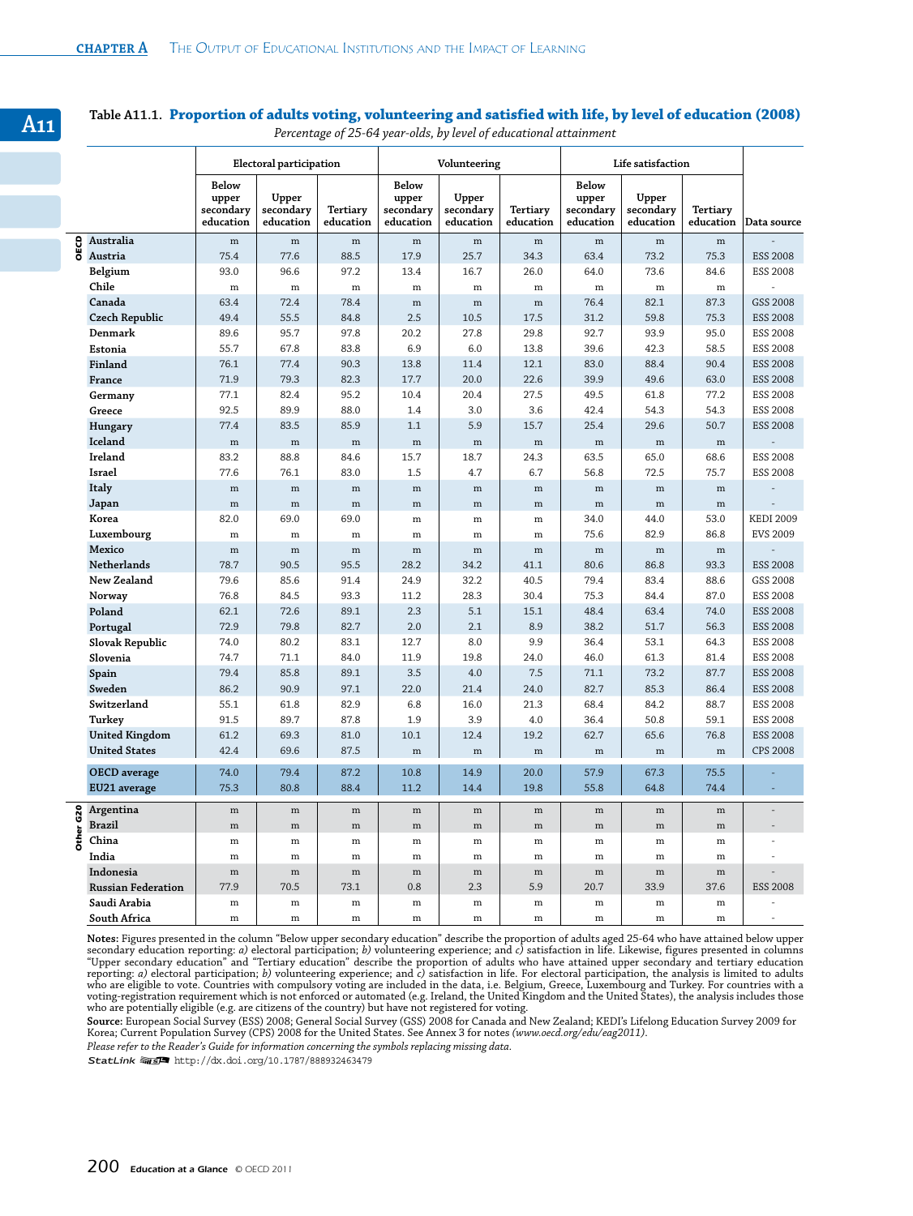**Table A11.1. Proportion of adults voting, volunteering and satisfied with life, by level of education (2008)**

*Percentage of 25-64 year-olds, by level of educational attainment*

| | | Electoral participation | | | Volunteering | | | Life satisfaction | | | |
|---|---|---|---|---|---|---|---|---|---|---|---|
| | | Below upper secondary education | Upper secondary education | Tertiary education | Below upper secondary education | Upper secondary education | Tertiary education | Below upper secondary education | Upper secondary education | Tertiary education | Data source |
| OECD | Australia | m | m | m | m | m | m | m | m | m | - |
| | Austria | 75.4 | 77.6 | 88.5 | 17.9 | 25.7 | 34.3 | 63.4 | 73.2 | 75.3 | ESS 2008 |
| | Belgium | 93.0 | 96.6 | 97.2 | 13.4 | 16.7 | 26.0 | 64.0 | 73.6 | 84.6 | ESS 2008 |
| | Chile | m | m | m | m | m | m | m | m | m | - |
| | Canada | 63.4 | 72.4 | 78.4 | m | m | m | 76.4 | 82.1 | 87.3 | GSS 2008 |
| | Czech Republic | 49.4 | 55.5 | 84.8 | 2.5 | 10.5 | 17.5 | 31.2 | 59.8 | 75.3 | ESS 2008 |
| | Denmark | 89.6 | 95.7 | 97.8 | 20.2 | 27.8 | 29.8 | 92.7 | 93.9 | 95.0 | ESS 2008 |
| | Estonia | 55.7 | 67.8 | 83.8 | 6.9 | 6.0 | 13.8 | 39.6 | 42.3 | 58.5 | ESS 2008 |
| | Finland | 76.1 | 77.4 | 90.3 | 13.8 | 11.4 | 12.1 | 83.0 | 88.4 | 90.4 | ESS 2008 |
| | France | 71.9 | 79.3 | 82.3 | 17.7 | 20.0 | 22.6 | 39.9 | 49.6 | 63.0 | ESS 2008 |
| | Germany | 77.1 | 82.4 | 95.2 | 10.4 | 20.4 | 27.5 | 49.5 | 61.8 | 77.2 | ESS 2008 |
| | Greece | 92.5 | 89.9 | 88.0 | 1.4 | 3.0 | 3.6 | 42.4 | 54.3 | 54.3 | ESS 2008 |
| | Hungary | 77.4 | 83.5 | 85.9 | 1.1 | 5.9 | 15.7 | 25.4 | 29.6 | 50.7 | ESS 2008 |
| | Iceland | m | m | m | m | m | m | m | m | m | - |
| | Ireland | 83.2 | 88.8 | 84.6 | 15.7 | 18.7 | 24.3 | 63.5 | 65.0 | 68.6 | ESS 2008 |
| | Israel | 77.6 | 76.1 | 83.0 | 1.5 | 4.7 | 6.7 | 56.8 | 72.5 | 75.7 | ESS 2008 |
| | Italy | m | m | m | m | m | m | m | m | m | - |
| | Japan | m | m | m | m | m | m | m | m | m | - |
| | Korea | 82.0 | 69.0 | 69.0 | m | m | m | 34.0 | 44.0 | 53.0 | KEDI 2009 |
| | Luxembourg | m | m | m | m | m | m | 75.6 | 82.9 | 86.8 | EVS 2009 |
| | Mexico | m | m | m | m | m | m | m | m | m | - |
| | Netherlands | 78.7 | 90.5 | 95.5 | 28.2 | 34.2 | 41.1 | 80.6 | 86.8 | 93.3 | ESS 2008 |
| | New Zealand | 79.6 | 85.6 | 91.4 | 24.9 | 32.2 | 40.5 | 79.4 | 83.4 | 88.6 | GSS 2008 |
| | Norway | 76.8 | 84.5 | 93.3 | 11.2 | 28.3 | 30.4 | 75.3 | 84.4 | 87.0 | ESS 2008 |
| | Poland | 62.1 | 72.6 | 89.1 | 2.3 | 5.1 | 15.1 | 48.4 | 63.4 | 74.0 | ESS 2008 |
| | Portugal | 72.9 | 79.8 | 82.7 | 2.0 | 2.1 | 8.9 | 38.2 | 51.7 | 56.3 | ESS 2008 |
| | Slovak Republic | 74.0 | 80.2 | 83.1 | 12.7 | 8.0 | 9.9 | 36.4 | 53.1 | 64.3 | ESS 2008 |
| | Slovenia | 74.7 | 71.1 | 84.0 | 11.9 | 19.8 | 24.0 | 46.0 | 61.3 | 81.4 | ESS 2008 |
| | Spain | 79.4 | 85.8 | 89.1 | 3.5 | 4.0 | 7.5 | 71.1 | 73.2 | 87.7 | ESS 2008 |
| | Sweden | 86.2 | 90.9 | 97.1 | 22.0 | 21.4 | 24.0 | 82.7 | 85.3 | 86.4 | ESS 2008 |
| | Switzerland | 55.1 | 61.8 | 82.9 | 6.8 | 16.0 | 21.3 | 68.4 | 84.2 | 88.7 | ESS 2008 |
| | Turkey | 91.5 | 89.7 | 87.8 | 1.9 | 3.9 | 4.0 | 36.4 | 50.8 | 59.1 | ESS 2008 |
| | United Kingdom | 61.2 | 69.3 | 81.0 | 10.1 | 12.4 | 19.2 | 62.7 | 65.6 | 76.8 | ESS 2008 |
| | United States | 42.4 | 69.6 | 87.5 | m | m | m | m | m | m | CPS 2008 |
| | OECD average | 74.0 | 79.4 | 87.2 | 10.8 | 14.9 | 20.0 | 57.9 | 67.3 | 75.5 | - |
| | EU21 average | 75.3 | 80.8 | 88.4 | 11.2 | 14.4 | 19.8 | 55.8 | 64.8 | 74.4 | - |
| Other G20 | Argentina | m | m | m | m | m | m | m | m | m | - |
| | Brazil | m | m | m | m | m | m | m | m | m | - |
| | China | m | m | m | m | m | m | m | m | m | - |
| | India | m | m | m | m | m | m | m | m | m | - |
| | Indonesia | m | m | m | m | m | m | m | m | m | - |
| | Russian Federation | 77.9 | 70.5 | 73.1 | 0.8 | 2.3 | 5.9 | 20.7 | 33.9 | 37.6 | ESS 2008 |
| | Saudi Arabia | m | m | m | m | m | m | m | m | m | - |
| | South Africa | m | m | m | m | m | m | m | m | m | - |

**Notes:** Figures presented in the column "Below upper secondary education" describe the proportion of adults aged 25-64 who have attained below upper secondary education reporting: *a)* electoral participation; *b)* volunteering experience; and *c)* satisfaction in life. Likewise, figures presented in columns "Upper secondary education" and "Tertiary education" describe the proportion of adults who have attained upper secondary and tertiary education reporting: *a)* electoral participation; *b)* volunteering experience; and *c)* satisfaction in life. For electoral participation, the analysis is limited to adults who are eligible to vote. Countries with compulsory voting are included in the data, i.e. Belgium, Greece, Luxembourg and Turkey. For countries with a voting-registration requirement which is not enforced or automated (e.g. Ireland, the United Kingdom and the United States), the analysis includes those who are potentially eligible (e.g. are citizens of the country) but have not registered for voting.

**Source:** European Social Survey (ESS) 2008; General Social Survey (GSS) 2008 for Canada and New Zealand; KEDI's Lifelong Education Survey 2009 for Korea; Current Population Survey (CPS) 2008 for the United States. See Annex 3 for notes *(www.oecd.org/edu/eag2011)*.

*Please refer to the Reader's Guide for information concerning the symbols replacing missing data.*

StatLink http://dx.doi.org/10.1787/888932463479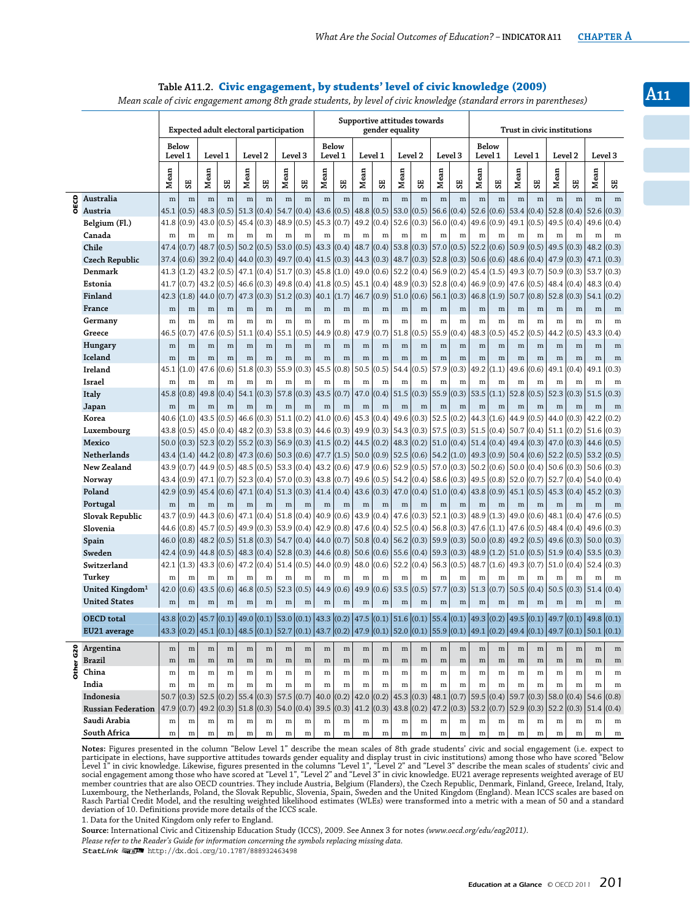## Table A11.2. Civic engagement, by students' level of civic knowledge (2009)

*Mean scale of civic engagement among 8th grade students, by level of civic knowledge (standard errors in parentheses)*

| | | Expected adult electoral participation | | | | | | | | Supportive attitudes towards gender equality | | | | | | | | Trust in civic institutions | | | | | | | |
|---|---|---|---|---|---|---|---|---|---|---|---|---|---|---|---|---|---|---|---|---|---|---|---|---|---|
| | | Below Level 1 | | Level 1 | | Level 2 | | Level 3 | | Below Level 1 | | Level 1 | | Level 2 | | Level 3 | | Below Level 1 | | Level 1 | | Level 2 | | Level 3 | |
| | | Mean | SE | Mean | SE | Mean | SE | Mean | SE | Mean | SE | Mean | SE | Mean | SE | Mean | SE | Mean | SE | Mean | SE | Mean | SE | Mean | SE |
| OECD | Australia | m | m | m | m | m | m | m | m | m | m | m | m | m | m | m | m | m | m | m | m | m | m | m | m |
| | Austria | 45.1 | (0.5) | 48.3 | (0.5) | 51.3 | (0.4) | 54.7 | (0.4) | 43.6 | (0.5) | 48.8 | (0.5) | 53.0 | (0.5) | 56.6 | (0.4) | 52.6 | (0.6) | 53.4 | (0.4) | 52.8 | (0.4) | 52.6 | (0.3) |
| | Belgium (Fl.) | 41.8 | (0.9) | 43.0 | (0.5) | 45.4 | (0.3) | 48.9 | (0.5) | 45.3 | (0.7) | 49.2 | (0.4) | 52.6 | (0.3) | 56.0 | (0.4) | 49.6 | (0.9) | 49.1 | (0.5) | 49.5 | (0.4) | 49.6 | (0.4) |
| | Canada | m | m | m | m | m | m | m | m | m | m | m | m | m | m | m | m | m | m | m | m | m | m | m | m |
| | Chile | 47.4 | (0.7) | 48.7 | (0.5) | 50.2 | (0.5) | 53.0 | (0.5) | 43.3 | (0.4) | 48.7 | (0.4) | 53.8 | (0.3) | 57.0 | (0.5) | 52.2 | (0.6) | 50.9 | (0.5) | 49.5 | (0.3) | 48.2 | (0.3) |
| | Czech Republic | 37.4 | (0.6) | 39.2 | (0.4) | 44.0 | (0.3) | 49.7 | (0.4) | 41.5 | (0.3) | 44.3 | (0.3) | 48.7 | (0.3) | 52.8 | (0.3) | 50.6 | (0.6) | 48.6 | (0.4) | 47.9 | (0.3) | 47.1 | (0.3) |
| | Denmark | 41.3 | (1.2) | 43.2 | (0.5) | 47.1 | (0.4) | 51.7 | (0.3) | 45.8 | (1.0) | 49.0 | (0.6) | 52.2 | (0.4) | 56.9 | (0.2) | 45.4 | (1.5) | 49.3 | (0.7) | 50.9 | (0.3) | 53.7 | (0.3) |
| | Estonia | 41.7 | (0.7) | 43.2 | (0.5) | 46.6 | (0.3) | 49.8 | (0.4) | 41.8 | (0.5) | 45.1 | (0.4) | 48.9 | (0.3) | 52.8 | (0.4) | 46.9 | (0.9) | 47.6 | (0.5) | 48.4 | (0.4) | 48.3 | (0.4) |
| | Finland | 42.3 | (1.8) | 44.0 | (0.7) | 47.3 | (0.3) | 51.2 | (0.3) | 40.1 | (1.7) | 46.7 | (0.9) | 51.0 | (0.6) | 56.1 | (0.3) | 46.8 | (1.9) | 50.7 | (0.8) | 52.8 | (0.3) | 54.1 | (0.2) |
| | France | m | m | m | m | m | m | m | m | m | m | m | m | m | m | m | m | m | m | m | m | m | m | m | m |
| | Germany | m | m | m | m | m | m | m | m | m | m | m | m | m | m | m | m | m | m | m | m | m | m | m | m |
| | Greece | 46.5 | (0.7) | 47.6 | (0.5) | 51.1 | (0.4) | 55.1 | (0.5) | 44.9 | (0.8) | 47.9 | (0.7) | 51.8 | (0.5) | 55.9 | (0.4) | 48.3 | (0.5) | 45.2 | (0.5) | 44.2 | (0.5) | 43.3 | (0.4) |
| | Hungary | m | m | m | m | m | m | m | m | m | m | m | m | m | m | m | m | m | m | m | m | m | m | m | m |
| | Iceland | m | m | m | m | m | m | m | m | m | m | m | m | m | m | m | m | m | m | m | m | m | m | m | m |
| | Ireland | 45.1 | (1.0) | 47.6 | (0.6) | 51.8 | (0.3) | 55.9 | (0.3) | 45.5 | (0.8) | 50.5 | (0.5) | 54.4 | (0.5) | 57.9 | (0.3) | 49.2 | (1.1) | 49.6 | (0.6) | 49.1 | (0.4) | 49.1 | (0.3) |
| | Israel | m | m | m | m | m | m | m | m | m | m | m | m | m | m | m | m | m | m | m | m | m | m | m | m |
| | Italy | 45.8 | (0.8) | 49.8 | (0.4) | 54.1 | (0.3) | 57.8 | (0.3) | 43.5 | (0.7) | 47.0 | (0.4) | 51.5 | (0.3) | 55.9 | (0.3) | 53.5 | (1.1) | 52.8 | (0.5) | 52.3 | (0.3) | 51.5 | (0.3) |
| | Japan | m | m | m | m | m | m | m | m | m | m | m | m | m | m | m | m | m | m | m | m | m | m | m | m |
| | Korea | 40.6 | (1.0) | 43.5 | (0.5) | 46.6 | (0.3) | 51.1 | (0.2) | 41.0 | (0.6) | 45.3 | (0.4) | 49.6 | (0.3) | 52.5 | (0.2) | 44.3 | (1.6) | 44.9 | (0.5) | 44.0 | (0.3) | 42.2 | (0.2) |
| | Luxembourg | 43.8 | (0.5) | 45.0 | (0.4) | 48.2 | (0.3) | 53.8 | (0.3) | 44.6 | (0.3) | 49.9 | (0.3) | 54.3 | (0.3) | 57.5 | (0.3) | 51.5 | (0.4) | 50.7 | (0.4) | 51.1 | (0.2) | 51.6 | (0.3) |
| | Mexico | 50.0 | (0.3) | 52.3 | (0.2) | 55.2 | (0.3) | 56.9 | (0.3) | 41.5 | (0.2) | 44.5 | (0.2) | 48.3 | (0.2) | 51.0 | (0.4) | 51.4 | (0.4) | 49.4 | (0.3) | 47.0 | (0.3) | 44.6 | (0.5) |
| | Netherlands | 43.4 | (1.4) | 44.2 | (0.8) | 47.3 | (0.6) | 50.3 | (0.6) | 47.7 | (1.5) | 50.0 | (0.9) | 52.5 | (0.6) | 54.2 | (1.0) | 49.3 | (0.9) | 50.4 | (0.6) | 52.2 | (0.5) | 53.2 | (0.5) |
| | New Zealand | 43.9 | (0.7) | 44.9 | (0.5) | 48.5 | (0.5) | 53.3 | (0.4) | 43.2 | (0.6) | 47.9 | (0.6) | 52.9 | (0.5) | 57.0 | (0.3) | 50.2 | (0.6) | 50.0 | (0.4) | 50.6 | (0.3) | 50.6 | (0.3) |
| | Norway | 43.4 | (0.9) | 47.1 | (0.7) | 52.3 | (0.4) | 57.0 | (0.3) | 43.8 | (0.7) | 49.6 | (0.5) | 54.2 | (0.4) | 58.6 | (0.3) | 49.5 | (0.8) | 52.0 | (0.7) | 52.7 | (0.4) | 54.0 | (0.4) |
| | Poland | 42.9 | (0.9) | 45.4 | (0.6) | 47.1 | (0.4) | 51.3 | (0.3) | 41.4 | (0.4) | 43.6 | (0.3) | 47.0 | (0.4) | 51.0 | (0.4) | 43.8 | (0.9) | 45.1 | (0.5) | 45.3 | (0.4) | 45.2 | (0.3) |
| | Portugal | m | m | m | m | m | m | m | m | m | m | m | m | m | m | m | m | m | m | m | m | m | m | m | m |
| | Slovak Republic | 43.7 | (0.9) | 44.3 | (0.6) | 47.1 | (0.4) | 51.8 | (0.4) | 40.9 | (0.6) | 43.9 | (0.4) | 47.6 | (0.3) | 52.1 | (0.3) | 48.9 | (1.3) | 49.0 | (0.6) | 48.1 | (0.4) | 47.6 | (0.5) |
| | Slovenia | 44.6 | (0.8) | 45.7 | (0.5) | 49.9 | (0.3) | 53.9 | (0.4) | 42.9 | (0.8) | 47.6 | (0.4) | 52.5 | (0.4) | 56.8 | (0.3) | 47.6 | (1.1) | 47.6 | (0.5) | 48.4 | (0.4) | 49.6 | (0.3) |
| | Spain | 46.0 | (0.8) | 48.2 | (0.5) | 51.8 | (0.3) | 54.7 | (0.4) | 44.0 | (0.7) | 50.8 | (0.4) | 56.2 | (0.3) | 59.9 | (0.3) | 50.0 | (0.8) | 49.2 | (0.5) | 49.6 | (0.3) | 50.0 | (0.3) |
| | Sweden | 42.4 | (0.9) | 44.8 | (0.5) | 48.3 | (0.4) | 52.8 | (0.3) | 44.6 | (0.8) | 50.6 | (0.6) | 55.6 | (0.4) | 59.3 | (0.3) | 48.9 | (1.2) | 51.0 | (0.5) | 51.9 | (0.4) | 53.5 | (0.3) |
| | Switzerland | 42.1 | (1.3) | 43.3 | (0.6) | 47.2 | (0.4) | 51.4 | (0.5) | 44.0 | (0.9) | 48.0 | (0.6) | 52.2 | (0.4) | 56.3 | (0.5) | 48.7 | (1.6) | 49.3 | (0.7) | 51.0 | (0.4) | 52.4 | (0.3) |
| | Turkey | m | m | m | m | m | m | m | m | m | m | m | m | m | m | m | m | m | m | m | m | m | m | m | m |
| | United Kingdom[1] | 42.0 | (0.6) | 43.5 | (0.6) | 46.8 | (0.5) | 52.3 | (0.5) | 44.9 | (0.6) | 49.9 | (0.6) | 53.5 | (0.5) | 57.7 | (0.3) | 51.3 | (0.7) | 50.5 | (0.4) | 50.5 | (0.3) | 51.4 | (0.4) |
| | United States | m | m | m | m | m | m | m | m | m | m | m | m | m | m | m | m | m | m | m | m | m | m | m | m |
| | **OECD total** | 43.8 | (0.2) | 45.7 | (0.1) | 49.0 | (0.1) | 53.0 | (0.1) | 43.3 | (0.2) | 47.5 | (0.1) | 51.6 | (0.1) | 55.4 | (0.1) | 49.3 | (0.2) | 49.5 | (0.1) | 49.7 | (0.1) | 49.8 | (0.1) |
| | **EU21 average** | 43.3 | (0.2) | 45.1 | (0.1) | 48.5 | (0.1) | 52.7 | (0.1) | 43.7 | (0.2) | 47.9 | (0.1) | 52.0 | (0.1) | 55.9 | (0.1) | 49.1 | (0.2) | 49.4 | (0.1) | 49.7 | (0.1) | 50.1 | (0.1) |
| Other G20 | Argentina | m | m | m | m | m | m | m | m | m | m | m | m | m | m | m | m | m | m | m | m | m | m | m | m |
| | Brazil | m | m | m | m | m | m | m | m | m | m | m | m | m | m | m | m | m | m | m | m | m | m | m | m |
| | China | m | m | m | m | m | m | m | m | m | m | m | m | m | m | m | m | m | m | m | m | m | m | m | m |
| | India | m | m | m | m | m | m | m | m | m | m | m | m | m | m | m | m | m | m | m | m | m | m | m | m |
| | Indonesia | 50.7 | (0.3) | 52.5 | (0.2) | 55.4 | (0.3) | 57.5 | (0.7) | 40.0 | (0.2) | 42.0 | (0.2) | 45.3 | (0.3) | 48.1 | (0.7) | 59.5 | (0.4) | 59.7 | (0.3) | 58.0 | (0.4) | 54.6 | (0.8) |
| | Russian Federation | 47.9 | (0.7) | 49.2 | (0.3) | 51.8 | (0.3) | 54.0 | (0.4) | 39.5 | (0.3) | 41.2 | (0.3) | 43.8 | (0.2) | 47.2 | (0.3) | 53.2 | (0.7) | 52.9 | (0.3) | 52.2 | (0.3) | 51.4 | (0.4) |
| | Saudi Arabia | m | m | m | m | m | m | m | m | m | m | m | m | m | m | m | m | m | m | m | m | m | m | m | m |
| | South Africa | m | m | m | m | m | m | m | m | m | m | m | m | m | m | m | m | m | m | m | m | m | m | m | m |

**Notes:** Figures presented in the column "Below Level 1" describe the mean scales of 8th grade students' civic and social engagement (i.e. expect to participate in elections, have supportive attitudes towards gender equality and display trust in civic institutions) among those who have scored "Below Level 1" in civic knowledge. Likewise, figures presented in the columns "Level 1", "Level 2" and "Level 3" describe the mean scales of students' civic and social engagement among those who have scored at "Level 1", "Level 2" and "Level 3" in civic knowledge. EU21 average represents weighted average of EU member countries that are also OECD countries. They include Austria, Belgium (Flanders), the Czech Republic, Denmark, Finland, Greece, Ireland, Italy, Luxembourg, the Netherlands, Poland, the Slovak Republic, Slovenia, Spain, Sweden and the United Kingdom (England). Mean ICCS scales are based on Rasch Partial Credit Model, and the resulting weighted likelihood estimates (WLEs) were transformed into a metric with a mean of 50 and a standard deviation of 10. Definitions provide more details of the ICCS scale.

1. Data for the United Kingdom only refer to England.

**Source:** International Civic and Citizenship Education Study (ICCS), 2009. See Annex 3 for notes *(www.oecd.org/edu/eag2011)*.

*Please refer to the Reader's Guide for information concerning the symbols replacing missing data.*

StatLink http://dx.doi.org/10.1787/888932463498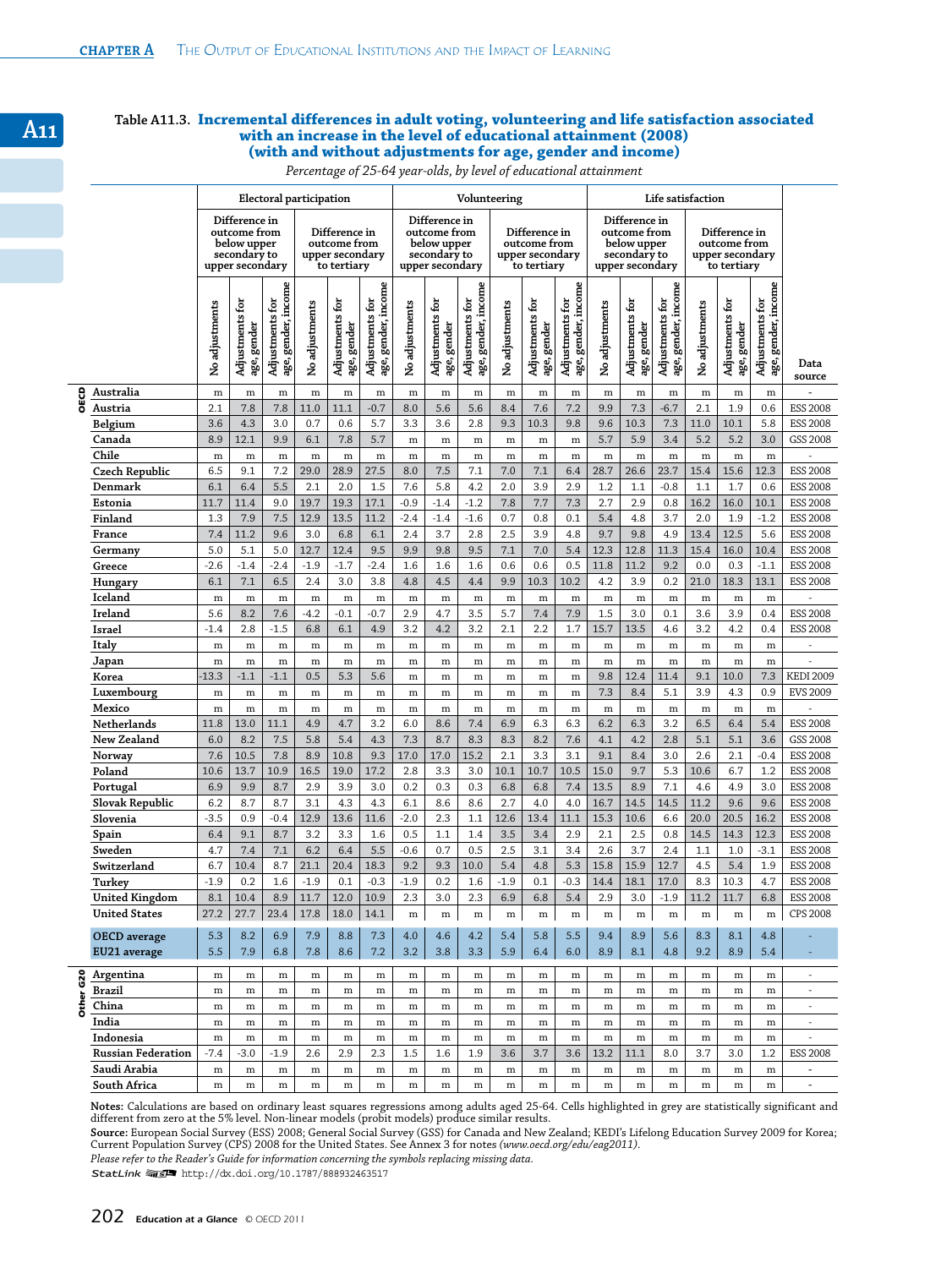## Table A11.3. Incremental differences in adult voting, volunteering and life satisfaction associated with an increase in the level of educational attainment (2008) (with and without adjustments for age, gender and income)

*Percentage of 25-64 year-olds, by level of educational attainment*

| | | Electoral participation | | | | | | Volunteering | | | | | | Life satisfaction | | | | | | |
|---|---|---|---|---|---|---|---|---|---|---|---|---|---|---|---|---|---|---|---|---|
| | | Difference in outcome from below upper secondary to upper secondary | | | Difference in outcome from upper secondary to tertiary | | | Difference in outcome from below upper secondary to upper secondary | | | Difference in outcome from upper secondary to tertiary | | | Difference in outcome from below upper secondary to upper secondary | | | Difference in outcome from upper secondary to tertiary | | | |
| | | No adjustments | Adjustments for age, gender | Adjustments for age, gender, income | No adjustments | Adjustments for age, gender | Adjustments for age, gender, income | No adjustments | Adjustments for age, gender | Adjustments for age, gender, income | No adjustments | Adjustments for age, gender | Adjustments for age, gender, income | No adjustments | Adjustments for age, gender | Adjustments for age, gender, income | No adjustments | Adjustments for age, gender | Adjustments for age, gender, income | Data source |
| OECD | Australia | m | m | m | m | m | m | m | m | m | m | m | m | m | m | m | m | m | m | - |
| | Austria | 2.1 | 7.8 | 7.8 | 11.0 | 11.1 | -0.7 | 8.0 | 5.6 | 5.6 | 8.4 | 7.6 | 7.2 | 9.9 | 7.3 | -6.7 | 2.1 | 1.9 | 0.6 | ESS 2008 |
| | Belgium | 3.6 | 4.3 | 3.0 | 0.7 | 0.6 | 5.7 | 3.3 | 3.6 | 2.8 | 9.3 | 10.3 | 9.8 | 9.6 | 10.3 | 7.3 | 11.0 | 10.1 | 5.8 | ESS 2008 |
| | Canada | 8.9 | 12.1 | 9.9 | 6.1 | 7.8 | 5.7 | m | m | m | m | m | m | 5.7 | 5.9 | 3.4 | 5.2 | 5.2 | 3.0 | GSS 2008 |
| | Chile | m | m | m | m | m | m | m | m | m | m | m | m | m | m | m | m | m | m | - |
| | Czech Republic | 6.5 | 9.1 | 7.2 | 29.0 | 28.9 | 27.5 | 8.0 | 7.5 | 7.1 | 7.0 | 7.1 | 6.4 | 28.7 | 26.6 | 23.7 | 15.4 | 15.6 | 12.3 | ESS 2008 |
| | Denmark | 6.1 | 6.4 | 5.5 | 2.1 | 2.0 | 1.5 | 7.6 | 5.8 | 4.2 | 2.0 | 3.9 | 2.9 | 1.2 | 1.1 | -0.8 | 1.1 | 1.7 | 0.6 | ESS 2008 |
| | Estonia | 11.7 | 11.4 | 9.0 | 19.7 | 19.3 | 17.1 | -0.9 | -1.4 | -1.2 | 7.8 | 7.7 | 7.3 | 2.7 | 2.9 | 0.8 | 16.2 | 16.0 | 10.1 | ESS 2008 |
| | Finland | 1.3 | 7.9 | 7.5 | 12.9 | 13.5 | 11.2 | -2.4 | -1.4 | -1.6 | 0.7 | 0.8 | 0.1 | 5.4 | 4.8 | 3.7 | 2.0 | 1.9 | -1.2 | ESS 2008 |
| | France | 7.4 | 11.2 | 9.6 | 3.0 | 6.8 | 6.1 | 2.4 | 3.7 | 2.8 | 2.5 | 3.9 | 4.8 | 9.7 | 9.8 | 4.9 | 13.4 | 12.5 | 5.6 | ESS 2008 |
| | Germany | 5.0 | 5.1 | 5.0 | 12.7 | 12.4 | 9.5 | 9.9 | 9.8 | 9.5 | 7.1 | 7.0 | 5.4 | 12.3 | 12.8 | 11.3 | 15.4 | 16.0 | 10.4 | ESS 2008 |
| | Greece | -2.6 | -1.4 | -2.4 | -1.9 | -1.7 | -2.4 | 1.6 | 1.6 | 1.6 | 0.6 | 0.6 | 0.5 | 11.8 | 11.2 | 9.2 | 0.0 | 0.3 | -1.1 | ESS 2008 |
| | Hungary | 6.1 | 7.1 | 6.5 | 2.4 | 3.0 | 3.8 | 4.8 | 4.5 | 4.4 | 9.9 | 10.3 | 10.2 | 4.2 | 3.9 | 0.2 | 21.0 | 18.3 | 13.1 | ESS 2008 |
| | Iceland | m | m | m | m | m | m | m | m | m | m | m | m | m | m | m | m | m | m | - |
| | Ireland | 5.6 | 8.2 | 7.6 | -4.2 | -0.1 | -0.7 | 2.9 | 4.7 | 3.5 | 5.7 | 7.4 | 7.9 | 1.5 | 3.0 | 0.1 | 3.6 | 3.9 | 0.4 | ESS 2008 |
| | Israel | -1.4 | 2.8 | -1.5 | 6.8 | 6.1 | 4.9 | 3.2 | 4.2 | 3.2 | 2.1 | 2.2 | 1.7 | 15.7 | 13.5 | 4.6 | 3.2 | 4.2 | 0.4 | ESS 2008 |
| | Italy | m | m | m | m | m | m | m | m | m | m | m | m | m | m | m | m | m | m | - |
| | Japan | m | m | m | m | m | m | m | m | m | m | m | m | m | m | m | m | m | m | - |
| | Korea | -13.3 | -1.1 | -1.1 | 0.5 | 5.3 | 5.6 | m | m | m | m | m | m | 9.8 | 12.4 | 11.4 | 9.1 | 10.0 | 7.3 | KEDI 2009 |
| | Luxembourg | m | m | m | m | m | m | m | m | m | m | m | m | 7.3 | 8.4 | 5.1 | 3.9 | 4.3 | 0.9 | EVS 2009 |
| | Mexico | m | m | m | m | m | m | m | m | m | m | m | m | m | m | m | m | m | m | - |
| | Netherlands | 11.8 | 13.0 | 11.1 | 4.9 | 4.7 | 3.2 | 6.0 | 8.6 | 7.4 | 6.9 | 6.3 | 6.3 | 6.2 | 6.3 | 3.2 | 6.5 | 6.4 | 5.4 | ESS 2008 |
| | New Zealand | 6.0 | 8.2 | 7.5 | 5.8 | 5.4 | 4.3 | 7.3 | 8.7 | 8.3 | 8.3 | 8.2 | 7.6 | 4.1 | 4.2 | 2.8 | 5.1 | 5.1 | 3.6 | GSS 2008 |
| | Norway | 7.6 | 10.5 | 7.8 | 8.9 | 10.8 | 9.3 | 17.0 | 17.0 | 15.2 | 2.1 | 3.3 | 3.1 | 9.1 | 8.4 | 3.0 | 2.6 | 2.1 | -0.4 | ESS 2008 |
| | Poland | 10.6 | 13.7 | 10.9 | 16.5 | 19.0 | 17.2 | 2.8 | 3.3 | 3.0 | 10.1 | 10.7 | 10.5 | 15.0 | 9.7 | 5.3 | 10.6 | 6.7 | 1.2 | ESS 2008 |
| | Portugal | 6.9 | 9.9 | 8.7 | 2.9 | 3.9 | 3.0 | 0.2 | 0.3 | 0.3 | 6.8 | 6.8 | 7.4 | 13.5 | 8.9 | 7.1 | 4.6 | 4.9 | 3.0 | ESS 2008 |
| | Slovak Republic | 6.2 | 8.7 | 8.7 | 3.1 | 4.3 | 4.3 | 6.1 | 8.6 | 8.6 | 2.7 | 4.0 | 4.0 | 16.7 | 14.5 | 14.5 | 11.2 | 9.6 | 9.6 | ESS 2008 |
| | Slovenia | -3.5 | 0.9 | -0.4 | 12.9 | 13.6 | 11.6 | -2.0 | 2.3 | 1.1 | 12.6 | 13.4 | 11.1 | 15.3 | 10.6 | 6.6 | 20.0 | 20.5 | 16.2 | ESS 2008 |
| | Spain | 6.4 | 9.1 | 8.7 | 3.2 | 3.3 | 1.6 | 0.5 | 1.1 | 1.4 | 3.5 | 3.4 | 2.9 | 2.1 | 2.5 | 0.8 | 14.5 | 14.3 | 12.3 | ESS 2008 |
| | Sweden | 4.7 | 7.4 | 7.1 | 6.2 | 6.4 | 5.5 | -0.6 | 0.7 | 0.5 | 2.5 | 3.1 | 3.4 | 2.6 | 3.7 | 2.4 | 1.1 | 1.0 | -3.1 | ESS 2008 |
| | Switzerland | 6.7 | 10.4 | 8.7 | 21.1 | 20.4 | 18.3 | 9.2 | 9.3 | 10.0 | 5.4 | 4.8 | 5.3 | 15.8 | 15.9 | 12.7 | 4.5 | 5.4 | 1.9 | ESS 2008 |
| | Turkey | -1.9 | 0.2 | 1.6 | -1.9 | 0.1 | -0.3 | -1.9 | 0.2 | 1.6 | -1.9 | 0.1 | -0.3 | 14.4 | 18.1 | 17.0 | 8.3 | 10.3 | 4.7 | ESS 2008 |
| | United Kingdom | 8.1 | 10.4 | 8.9 | 11.7 | 12.0 | 10.9 | 2.3 | 3.0 | 2.3 | 6.9 | 6.8 | 5.4 | 2.9 | 3.0 | -1.9 | 11.2 | 11.7 | 6.8 | ESS 2008 |
| | United States | 27.2 | 27.7 | 23.4 | 17.8 | 18.0 | 14.1 | m | m | m | m | m | m | m | m | m | m | m | m | CPS 2008 |
| | OECD average | 5.3 | 8.2 | 6.9 | 7.9 | 8.8 | 7.3 | 4.0 | 4.6 | 4.2 | 5.4 | 5.8 | 5.5 | 9.4 | 8.9 | 5.6 | 8.3 | 8.1 | 4.8 | - |
| | EU21 average | 5.5 | 7.9 | 6.8 | 7.8 | 8.6 | 7.2 | 3.2 | 3.8 | 3.3 | 5.9 | 6.4 | 6.0 | 8.9 | 8.1 | 4.8 | 9.2 | 8.9 | 5.4 | - |
| Other G20 | Argentina | m | m | m | m | m | m | m | m | m | m | m | m | m | m | m | m | m | m | - |
| | Brazil | m | m | m | m | m | m | m | m | m | m | m | m | m | m | m | m | m | m | - |
| | China | m | m | m | m | m | m | m | m | m | m | m | m | m | m | m | m | m | m | - |
| | India | m | m | m | m | m | m | m | m | m | m | m | m | m | m | m | m | m | m | - |
| | Indonesia | m | m | m | m | m | m | m | m | m | m | m | m | m | m | m | m | m | m | - |
| | Russian Federation | -7.4 | -3.0 | -1.9 | 2.6 | 2.9 | 2.3 | 1.5 | 1.6 | 1.9 | 3.6 | 3.7 | 3.6 | 13.2 | 11.1 | 8.0 | 3.7 | 3.0 | 1.2 | ESS 2008 |
| | Saudi Arabia | m | m | m | m | m | m | m | m | m | m | m | m | m | m | m | m | m | m | - |
| | South Africa | m | m | m | m | m | m | m | m | m | m | m | m | m | m | m | m | m | m | - |

**Notes:** Calculations are based on ordinary least squares regressions among adults aged 25-64. Cells highlighted in grey are statistically significant and different from zero at the 5% level. Non-linear models (probit models) produce similar results.

**Source:** European Social Survey (ESS) 2008; General Social Survey (GSS) for Canada and New Zealand; KEDI's Lifelong Education Survey 2009 for Korea; Current Population Survey (CPS) 2008 for the United States. See Annex 3 for notes *(www.oecd.org/edu/eag2011)*.

*Please refer to the Reader's Guide for information concerning the symbols replacing missing data.*

StatLink http://dx.doi.org/10.1787/888932463517